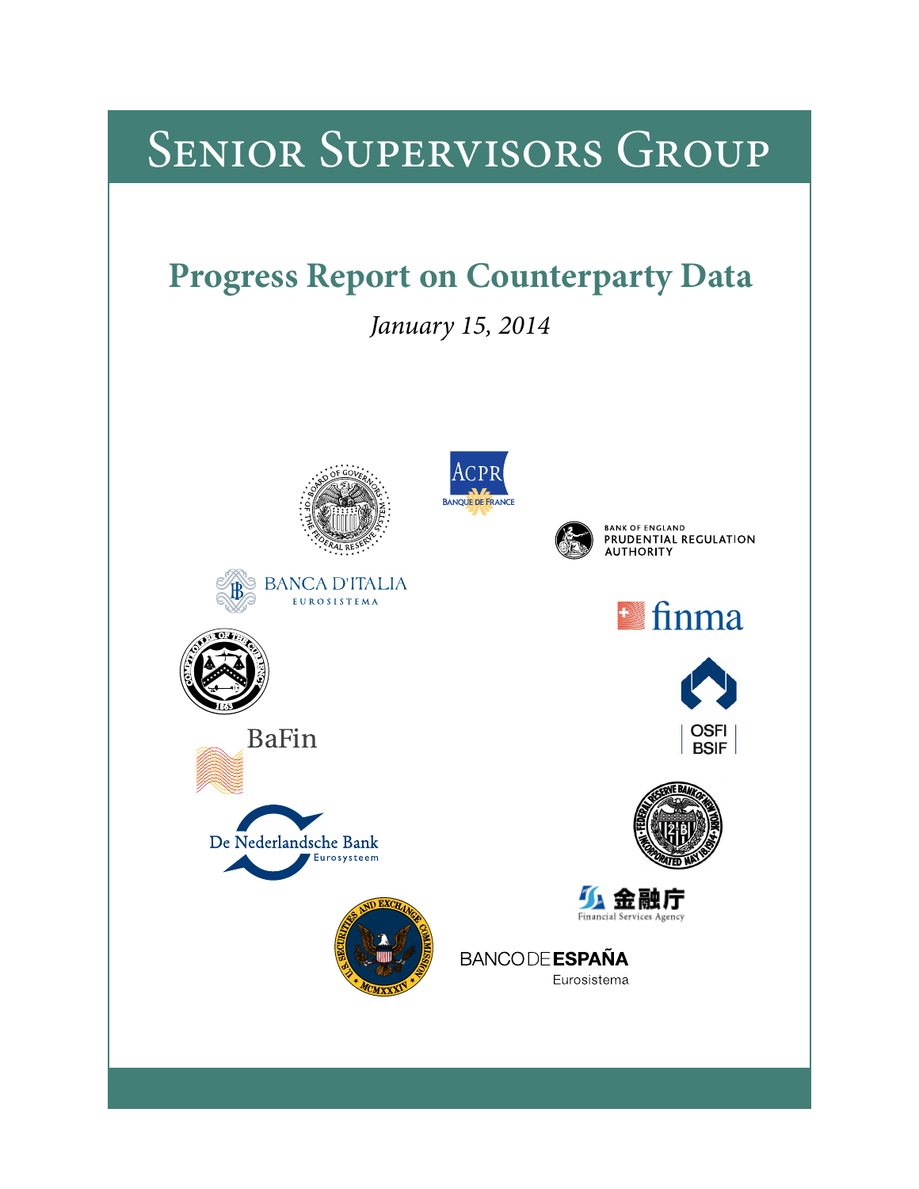# Senior Supervisors Group

## Progress Report on Counterparty Data

*January 15, 2014*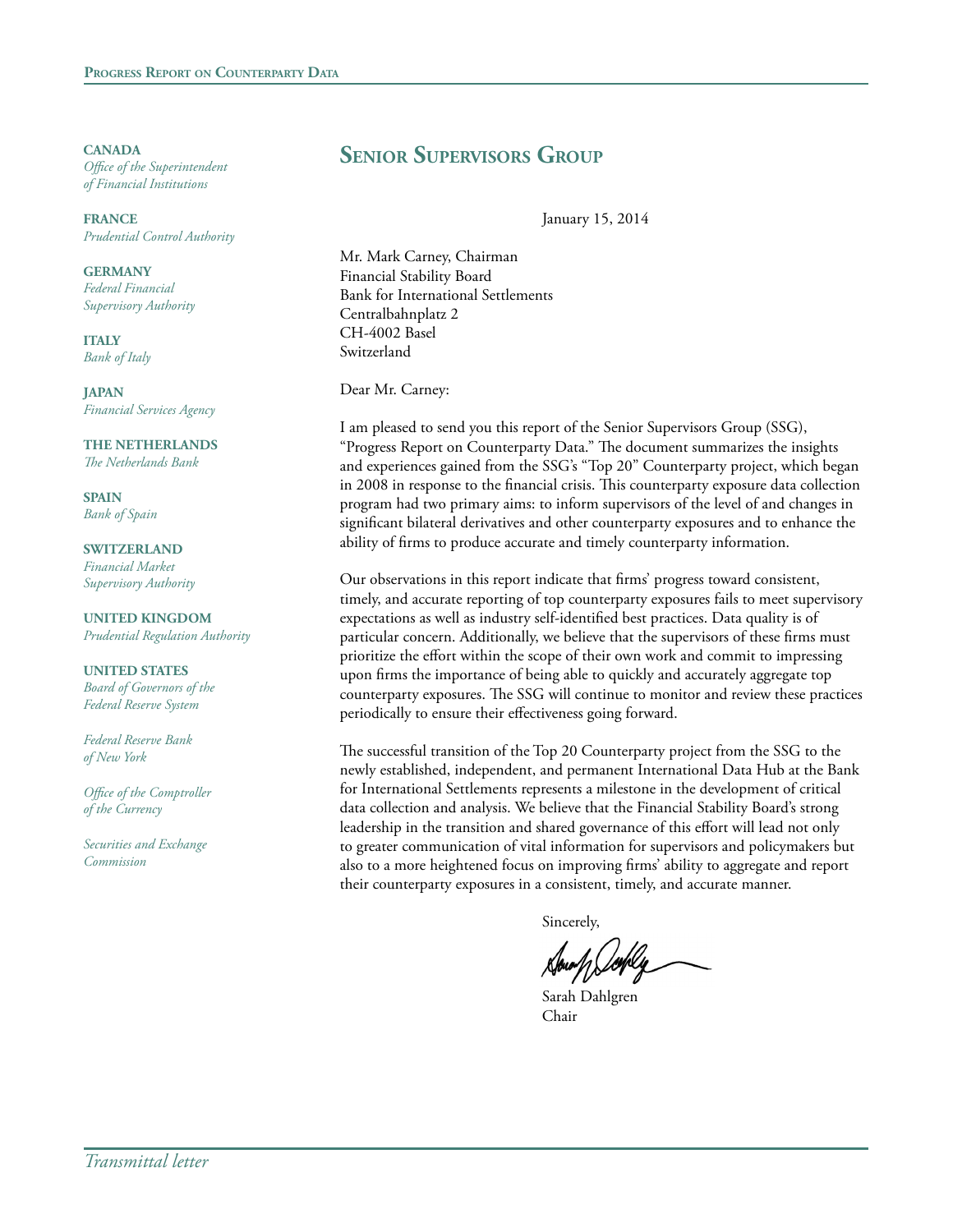**CANADA**
*Office of the Superintendent of Financial Institutions*

**FRANCE**
*Prudential Control Authority*

**GERMANY**
*Federal Financial Supervisory Authority*

**ITALY**
*Bank of Italy*

**JAPAN**
*Financial Services Agency*

**THE NETHERLANDS**
*The Netherlands Bank*

**SPAIN**
*Bank of Spain*

**SWITZERLAND**
*Financial Market Supervisory Authority*

**UNITED KINGDOM**
*Prudential Regulation Authority*

**UNITED STATES**
*Board of Governors of the Federal Reserve System*

*Federal Reserve Bank of New York*

*Office of the Comptroller of the Currency*

*Securities and Exchange Commission*

# Senior Supervisors Group

January 15, 2014

Mr. Mark Carney, Chairman
Financial Stability Board
Bank for International Settlements
Centralbahnplatz 2
CH-4002 Basel
Switzerland

Dear Mr. Carney:

I am pleased to send you this report of the Senior Supervisors Group (SSG), "Progress Report on Counterparty Data." The document summarizes the insights and experiences gained from the SSG's "Top 20" Counterparty project, which began in 2008 in response to the financial crisis. This counterparty exposure data collection program had two primary aims: to inform supervisors of the level of and changes in significant bilateral derivatives and other counterparty exposures and to enhance the ability of firms to produce accurate and timely counterparty information.

Our observations in this report indicate that firms' progress toward consistent, timely, and accurate reporting of top counterparty exposures fails to meet supervisory expectations as well as industry self-identified best practices. Data quality is of particular concern. Additionally, we believe that the supervisors of these firms must prioritize the effort within the scope of their own work and commit to impressing upon firms the importance of being able to quickly and accurately aggregate top counterparty exposures. The SSG will continue to monitor and review these practices periodically to ensure their effectiveness going forward.

The successful transition of the Top 20 Counterparty project from the SSG to the newly established, independent, and permanent International Data Hub at the Bank for International Settlements represents a milestone in the development of critical data collection and analysis. We believe that the Financial Stability Board's strong leadership in the transition and shared governance of this effort will lead not only to greater communication of vital information for supervisors and policymakers but also to a more heightened focus on improving firms' ability to aggregate and report their counterparty exposures in a consistent, timely, and accurate manner.

Sincerely,

Sarah Dahlgren
Chair

*Transmittal letter*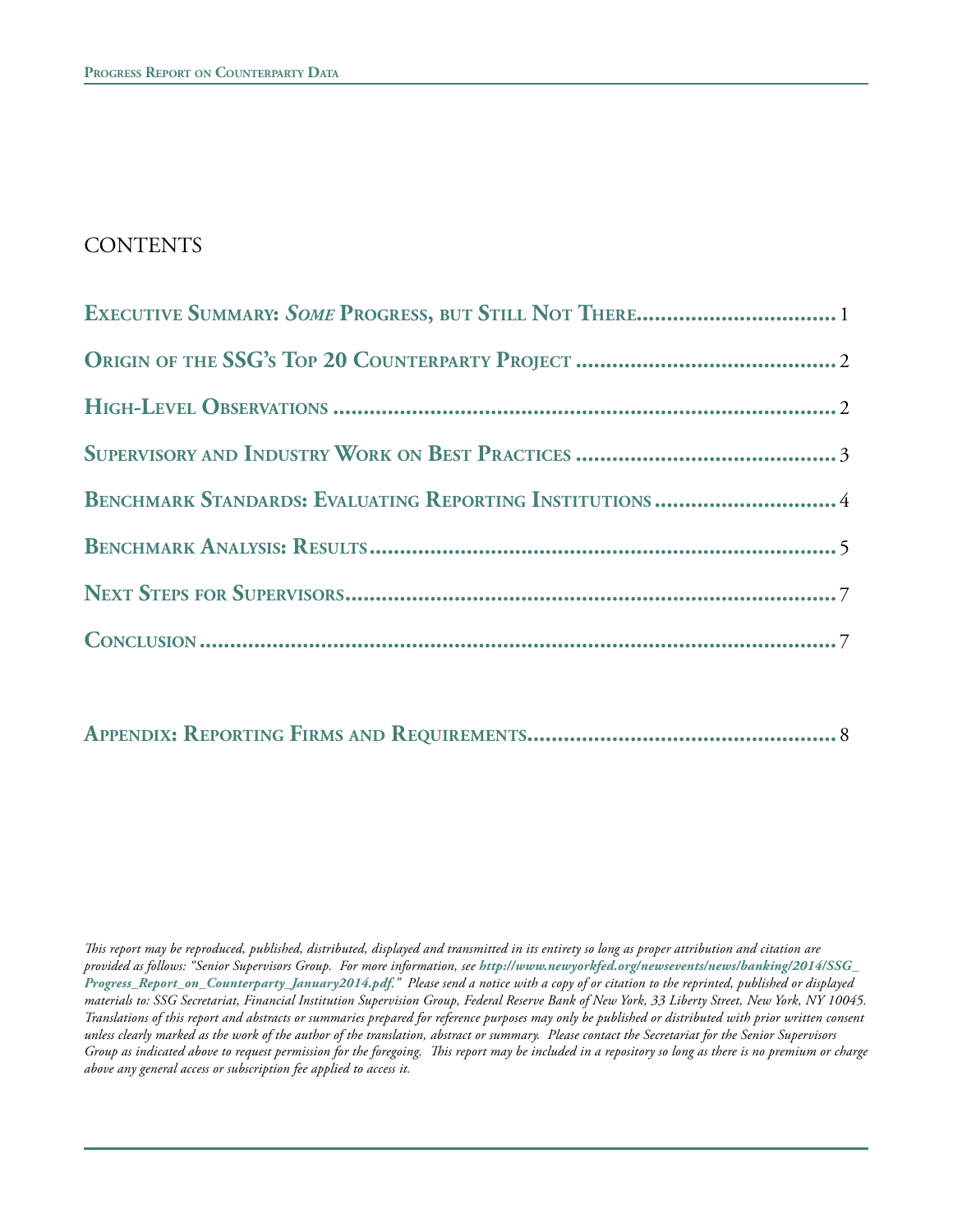# CONTENTS

**Executive Summary: *Some* Progress, but Still Not There** ................................ 1

**Origin of the SSG's Top 20 Counterparty Project** ........................................ 2

**High-Level Observations** ................................................................................ 2

**Supervisory and Industry Work on Best Practices** ........................................ 3

**Benchmark Standards: Evaluating Reporting Institutions** ............................ 4

**Benchmark Analysis: Results** ........................................................................ 5

**Next Steps for Supervisors** ............................................................................ 7

**Conclusion** ...................................................................................................... 7

**Appendix: Reporting Firms and Requirements** ............................................ 8

*This report may be reproduced, published, distributed, displayed and transmitted in its entirety so long as proper attribution and citation are provided as follows: "Senior Supervisors Group. For more information, see* ***http://www.newyorkfed.org/newsevents/news/banking/2014/SSG_Progress_Report_on_Counterparty_January2014.pdf.*** *" Please send a notice with a copy of or citation to the reprinted, published or displayed materials to: SSG Secretariat, Financial Institution Supervision Group, Federal Reserve Bank of New York, 33 Liberty Street, New York, NY 10045. Translations of this report and abstracts or summaries prepared for reference purposes may only be published or distributed with prior written consent unless clearly marked as the work of the author of the translation, abstract or summary. Please contact the Secretariat for the Senior Supervisors Group as indicated above to request permission for the foregoing. This report may be included in a repository so long as there is no premium or charge above any general access or subscription fee applied to access it.*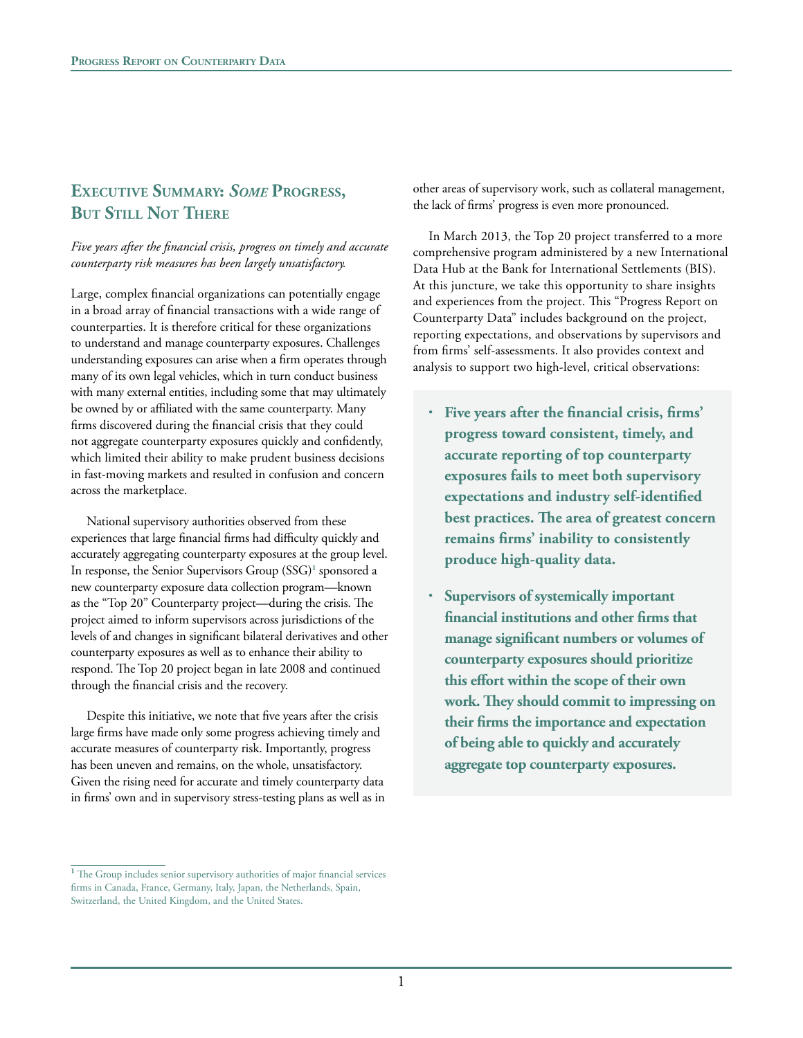## Executive Summary: *Some* Progress, But Still Not There

*Five years after the financial crisis, progress on timely and accurate counterparty risk measures has been largely unsatisfactory.*

Large, complex financial organizations can potentially engage in a broad array of financial transactions with a wide range of counterparties. It is therefore critical for these organizations to understand and manage counterparty exposures. Challenges understanding exposures can arise when a firm operates through many of its own legal vehicles, which in turn conduct business with many external entities, including some that may ultimately be owned by or affiliated with the same counterparty. Many firms discovered during the financial crisis that they could not aggregate counterparty exposures quickly and confidently, which limited their ability to make prudent business decisions in fast-moving markets and resulted in confusion and concern across the marketplace.

National supervisory authorities observed from these experiences that large financial firms had difficulty quickly and accurately aggregating counterparty exposures at the group level. In response, the Senior Supervisors Group (SSG)[1] sponsored a new counterparty exposure data collection program—known as the "Top 20" Counterparty project—during the crisis. The project aimed to inform supervisors across jurisdictions of the levels of and changes in significant bilateral derivatives and other counterparty exposures as well as to enhance their ability to respond. The Top 20 project began in late 2008 and continued through the financial crisis and the recovery.

Despite this initiative, we note that five years after the crisis large firms have made only some progress achieving timely and accurate measures of counterparty risk. Importantly, progress has been uneven and remains, on the whole, unsatisfactory. Given the rising need for accurate and timely counterparty data in firms' own and in supervisory stress-testing plans as well as in other areas of supervisory work, such as collateral management, the lack of firms' progress is even more pronounced.

In March 2013, the Top 20 project transferred to a more comprehensive program administered by a new International Data Hub at the Bank for International Settlements (BIS). At this juncture, we take this opportunity to share insights and experiences from the project. This "Progress Report on Counterparty Data" includes background on the project, reporting expectations, and observations by supervisors and from firms' self-assessments. It also provides context and analysis to support two high-level, critical observations:

- **Five years after the financial crisis, firms' progress toward consistent, timely, and accurate reporting of top counterparty exposures fails to meet both supervisory expectations and industry self-identified best practices. The area of greatest concern remains firms' inability to consistently produce high-quality data.**
- **Supervisors of systemically important financial institutions and other firms that manage significant numbers or volumes of counterparty exposures should prioritize this effort within the scope of their own work. They should commit to impressing on their firms the importance and expectation of being able to quickly and accurately aggregate top counterparty exposures.**

[1] The Group includes senior supervisory authorities of major financial services firms in Canada, France, Germany, Italy, Japan, the Netherlands, Spain, Switzerland, the United Kingdom, and the United States.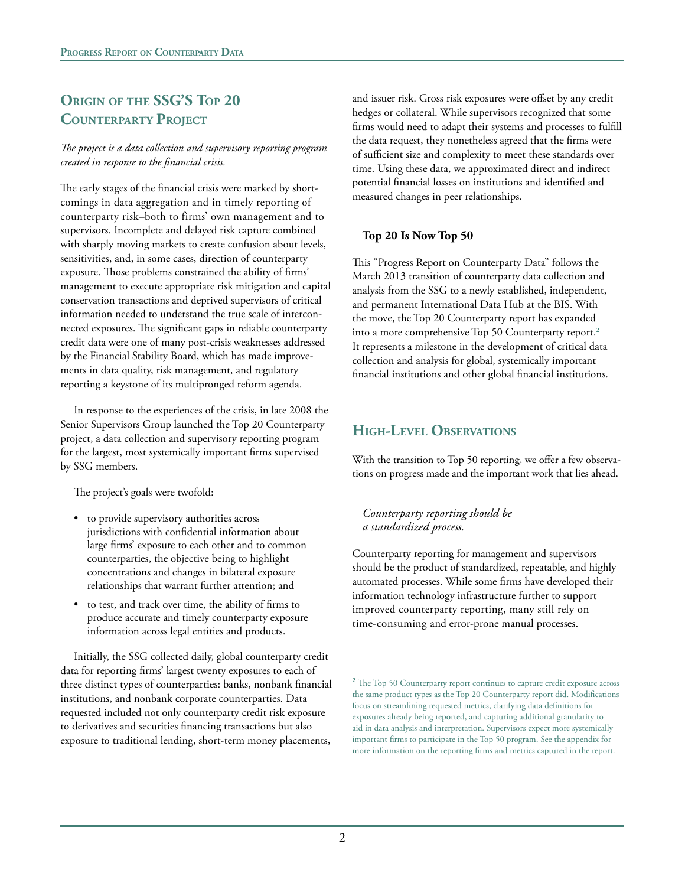## Origin of the SSG's Top 20 Counterparty Project

*The project is a data collection and supervisory reporting program created in response to the financial crisis.*

The early stages of the financial crisis were marked by shortcomings in data aggregation and in timely reporting of counterparty risk–both to firms' own management and to supervisors. Incomplete and delayed risk capture combined with sharply moving markets to create confusion about levels, sensitivities, and, in some cases, direction of counterparty exposure. Those problems constrained the ability of firms' management to execute appropriate risk mitigation and capital conservation transactions and deprived supervisors of critical information needed to understand the true scale of interconnected exposures. The significant gaps in reliable counterparty credit data were one of many post-crisis weaknesses addressed by the Financial Stability Board, which has made improvements in data quality, risk management, and regulatory reporting a keystone of its multipronged reform agenda.

In response to the experiences of the crisis, in late 2008 the Senior Supervisors Group launched the Top 20 Counterparty project, a data collection and supervisory reporting program for the largest, most systemically important firms supervised by SSG members.

The project's goals were twofold:

- to provide supervisory authorities across jurisdictions with confidential information about large firms' exposure to each other and to common counterparties, the objective being to highlight concentrations and changes in bilateral exposure relationships that warrant further attention; and
- to test, and track over time, the ability of firms to produce accurate and timely counterparty exposure information across legal entities and products.

Initially, the SSG collected daily, global counterparty credit data for reporting firms' largest twenty exposures to each of three distinct types of counterparties: banks, nonbank financial institutions, and nonbank corporate counterparties. Data requested included not only counterparty credit risk exposure to derivatives and securities financing transactions but also exposure to traditional lending, short-term money placements, and issuer risk. Gross risk exposures were offset by any credit hedges or collateral. While supervisors recognized that some firms would need to adapt their systems and processes to fulfill the data request, they nonetheless agreed that the firms were of sufficient size and complexity to meet these standards over time. Using these data, we approximated direct and indirect potential financial losses on institutions and identified and measured changes in peer relationships.

### Top 20 Is Now Top 50

This "Progress Report on Counterparty Data" follows the March 2013 transition of counterparty data collection and analysis from the SSG to a newly established, independent, and permanent International Data Hub at the BIS. With the move, the Top 20 Counterparty report has expanded into a more comprehensive Top 50 Counterparty report.[2] It represents a milestone in the development of critical data collection and analysis for global, systemically important financial institutions and other global financial institutions.

## High-Level Observations

With the transition to Top 50 reporting, we offer a few observations on progress made and the important work that lies ahead.

*Counterparty reporting should be a standardized process.*

Counterparty reporting for management and supervisors should be the product of standardized, repeatable, and highly automated processes. While some firms have developed their information technology infrastructure further to support improved counterparty reporting, many still rely on time-consuming and error-prone manual processes.

[2] The Top 50 Counterparty report continues to capture credit exposure across the same product types as the Top 20 Counterparty report did. Modifications focus on streamlining requested metrics, clarifying data definitions for exposures already being reported, and capturing additional granularity to aid in data analysis and interpretation. Supervisors expect more systemically important firms to participate in the Top 50 program. See the appendix for more information on the reporting firms and metrics captured in the report.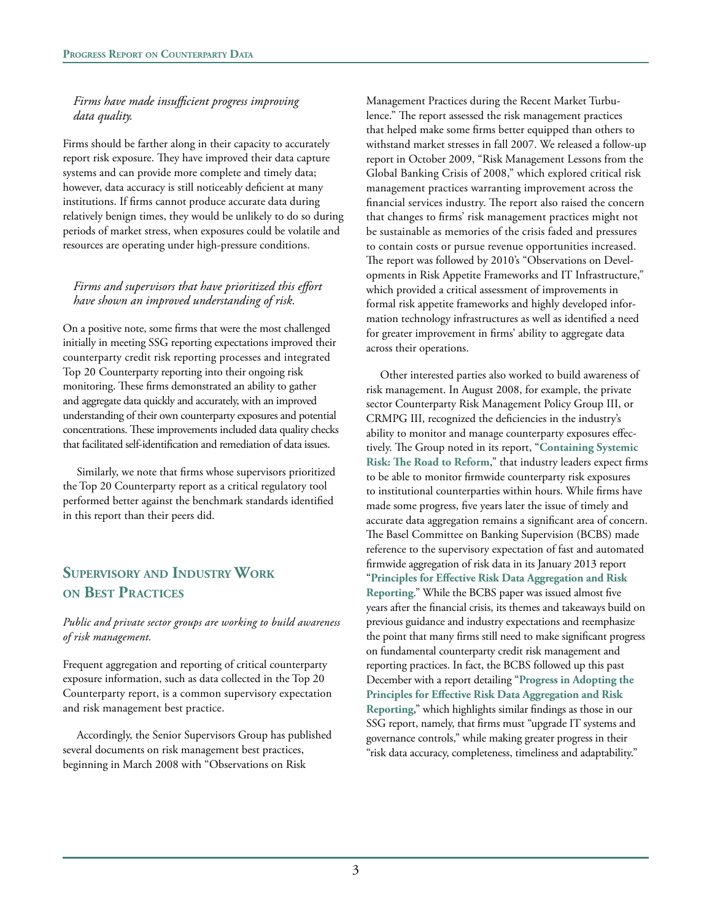*Firms have made insufficient progress improving data quality.*

Firms should be farther along in their capacity to accurately report risk exposure. They have improved their data capture systems and can provide more complete and timely data; however, data accuracy is still noticeably deficient at many institutions. If firms cannot produce accurate data during relatively benign times, they would be unlikely to do so during periods of market stress, when exposures could be volatile and resources are operating under high-pressure conditions.

*Firms and supervisors that have prioritized this effort have shown an improved understanding of risk.*

On a positive note, some firms that were the most challenged initially in meeting SSG reporting expectations improved their counterparty credit risk reporting processes and integrated Top 20 Counterparty reporting into their ongoing risk monitoring. These firms demonstrated an ability to gather and aggregate data quickly and accurately, with an improved understanding of their own counterparty exposures and potential concentrations. These improvements included data quality checks that facilitated self-identification and remediation of data issues.

Similarly, we note that firms whose supervisors prioritized the Top 20 Counterparty report as a critical regulatory tool performed better against the benchmark standards identified in this report than their peers did.

## Supervisory and Industry Work on Best Practices

*Public and private sector groups are working to build awareness of risk management.*

Frequent aggregation and reporting of critical counterparty exposure information, such as data collected in the Top 20 Counterparty report, is a common supervisory expectation and risk management best practice.

Accordingly, the Senior Supervisors Group has published several documents on risk management best practices, beginning in March 2008 with "Observations on Risk Management Practices during the Recent Market Turbulence." The report assessed the risk management practices that helped make some firms better equipped than others to withstand market stresses in fall 2007. We released a follow-up report in October 2009, "Risk Management Lessons from the Global Banking Crisis of 2008," which explored critical risk management practices warranting improvement across the financial services industry. The report also raised the concern that changes to firms' risk management practices might not be sustainable as memories of the crisis faded and pressures to contain costs or pursue revenue opportunities increased. The report was followed by 2010's "Observations on Developments in Risk Appetite Frameworks and IT Infrastructure," which provided a critical assessment of improvements in formal risk appetite frameworks and highly developed information technology infrastructures as well as identified a need for greater improvement in firms' ability to aggregate data across their operations.

Other interested parties also worked to build awareness of risk management. In August 2008, for example, the private sector Counterparty Risk Management Policy Group III, or CRMPG III, recognized the deficiencies in the industry's ability to monitor and manage counterparty exposures effectively. The Group noted in its report, "**Containing Systemic Risk: The Road to Reform**," that industry leaders expect firms to be able to monitor firmwide counterparty risk exposures to institutional counterparties within hours. While firms have made some progress, five years later the issue of timely and accurate data aggregation remains a significant area of concern. The Basel Committee on Banking Supervision (BCBS) made reference to the supervisory expectation of fast and automated firmwide aggregation of risk data in its January 2013 report "**Principles for Effective Risk Data Aggregation and Risk Reporting**." While the BCBS paper was issued almost five years after the financial crisis, its themes and takeaways build on previous guidance and industry expectations and reemphasize the point that many firms still need to make significant progress on fundamental counterparty credit risk management and reporting practices. In fact, the BCBS followed up this past December with a report detailing "**Progress in Adopting the Principles for Effective Risk Data Aggregation and Risk Reporting**," which highlights similar findings as those in our SSG report, namely, that firms must "upgrade IT systems and governance controls," while making greater progress in their "risk data accuracy, completeness, timeliness and adaptability."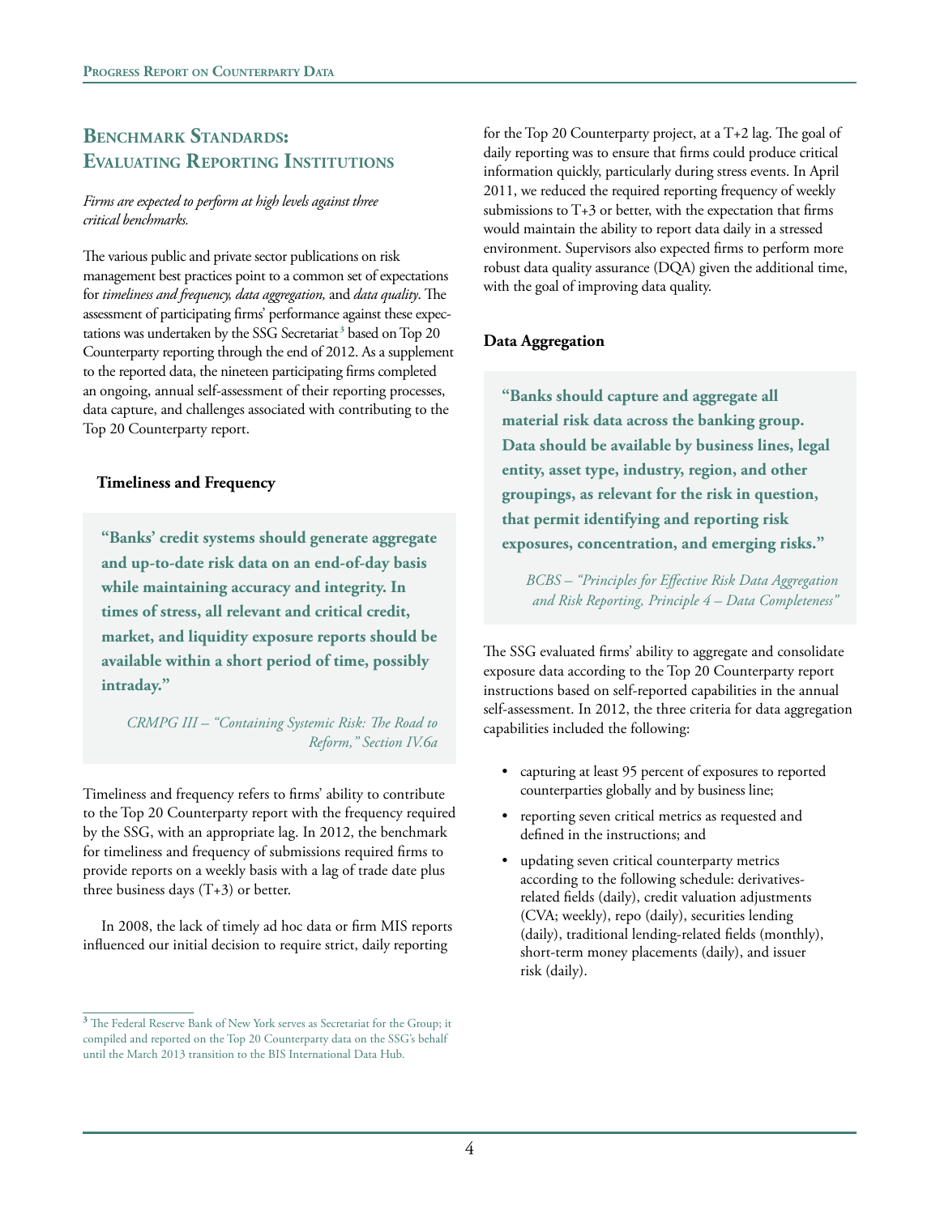## Benchmark Standards: Evaluating Reporting Institutions

*Firms are expected to perform at high levels against three critical benchmarks.*

The various public and private sector publications on risk management best practices point to a common set of expectations for *timeliness and frequency, data aggregation,* and *data quality*. The assessment of participating firms' performance against these expectations was undertaken by the SSG Secretariat[3] based on Top 20 Counterparty reporting through the end of 2012. As a supplement to the reported data, the nineteen participating firms completed an ongoing, annual self-assessment of their reporting processes, data capture, and challenges associated with contributing to the Top 20 Counterparty report.

### Timeliness and Frequency

> **"Banks' credit systems should generate aggregate and up-to-date risk data on an end-of-day basis while maintaining accuracy and integrity. In times of stress, all relevant and critical credit, market, and liquidity exposure reports should be available within a short period of time, possibly intraday."**
>
> *CRMPG III – "Containing Systemic Risk: The Road to Reform," Section IV.6a*

Timeliness and frequency refers to firms' ability to contribute to the Top 20 Counterparty report with the frequency required by the SSG, with an appropriate lag. In 2012, the benchmark for timeliness and frequency of submissions required firms to provide reports on a weekly basis with a lag of trade date plus three business days (T+3) or better.

In 2008, the lack of timely ad hoc data or firm MIS reports influenced our initial decision to require strict, daily reporting for the Top 20 Counterparty project, at a T+2 lag. The goal of daily reporting was to ensure that firms could produce critical information quickly, particularly during stress events. In April 2011, we reduced the required reporting frequency of weekly submissions to T+3 or better, with the expectation that firms would maintain the ability to report data daily in a stressed environment. Supervisors also expected firms to perform more robust data quality assurance (DQA) given the additional time, with the goal of improving data quality.

### Data Aggregation

> **"Banks should capture and aggregate all material risk data across the banking group. Data should be available by business lines, legal entity, asset type, industry, region, and other groupings, as relevant for the risk in question, that permit identifying and reporting risk exposures, concentration, and emerging risks."**
>
> *BCBS – "Principles for Effective Risk Data Aggregation and Risk Reporting, Principle 4 – Data Completeness"*

The SSG evaluated firms' ability to aggregate and consolidate exposure data according to the Top 20 Counterparty report instructions based on self-reported capabilities in the annual self-assessment. In 2012, the three criteria for data aggregation capabilities included the following:

- capturing at least 95 percent of exposures to reported counterparties globally and by business line;
- reporting seven critical metrics as requested and defined in the instructions; and
- updating seven critical counterparty metrics according to the following schedule: derivatives-related fields (daily), credit valuation adjustments (CVA; weekly), repo (daily), securities lending (daily), traditional lending-related fields (monthly), short-term money placements (daily), and issuer risk (daily).

[3] The Federal Reserve Bank of New York serves as Secretariat for the Group; it compiled and reported on the Top 20 Counterparty data on the SSG's behalf until the March 2013 transition to the BIS International Data Hub.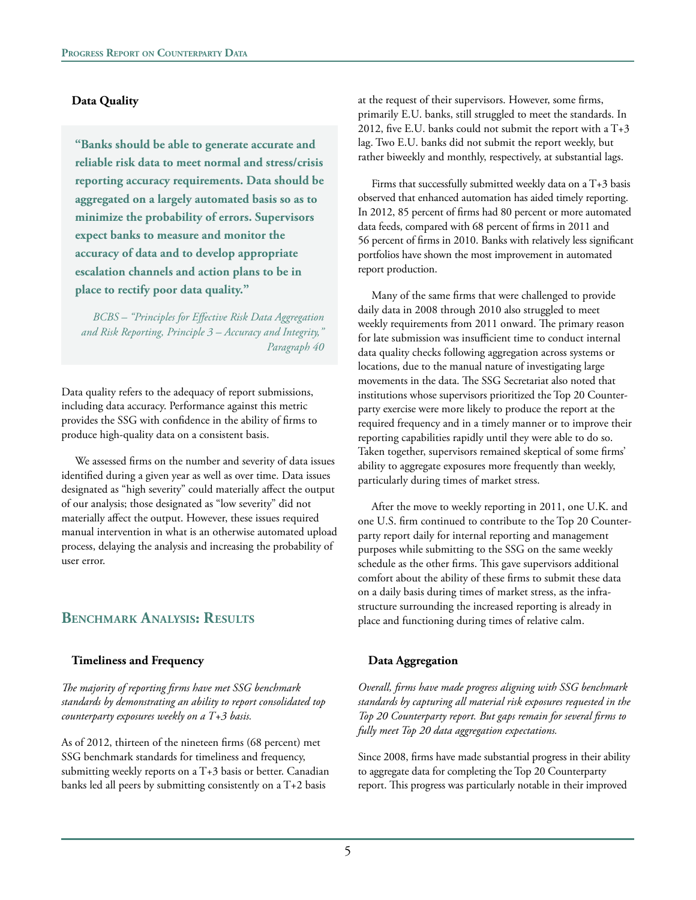### Data Quality

> **"Banks should be able to generate accurate and reliable risk data to meet normal and stress/crisis reporting accuracy requirements. Data should be aggregated on a largely automated basis so as to minimize the probability of errors. Supervisors expect banks to measure and monitor the accuracy of data and to develop appropriate escalation channels and action plans to be in place to rectify poor data quality."**
>
> *BCBS – "Principles for Effective Risk Data Aggregation and Risk Reporting, Principle 3 – Accuracy and Integrity," Paragraph 40*

Data quality refers to the adequacy of report submissions, including data accuracy. Performance against this metric provides the SSG with confidence in the ability of firms to produce high-quality data on a consistent basis.

We assessed firms on the number and severity of data issues identified during a given year as well as over time. Data issues designated as "high severity" could materially affect the output of our analysis; those designated as "low severity" did not materially affect the output. However, these issues required manual intervention in what is an otherwise automated upload process, delaying the analysis and increasing the probability of user error.

## Benchmark Analysis: Results

### Timeliness and Frequency

*The majority of reporting firms have met SSG benchmark standards by demonstrating an ability to report consolidated top counterparty exposures weekly on a T+3 basis.*

As of 2012, thirteen of the nineteen firms (68 percent) met SSG benchmark standards for timeliness and frequency, submitting weekly reports on a T+3 basis or better. Canadian banks led all peers by submitting consistently on a T+2 basis at the request of their supervisors. However, some firms, primarily E.U. banks, still struggled to meet the standards. In 2012, five E.U. banks could not submit the report with a T+3 lag. Two E.U. banks did not submit the report weekly, but rather biweekly and monthly, respectively, at substantial lags.

Firms that successfully submitted weekly data on a T+3 basis observed that enhanced automation has aided timely reporting. In 2012, 85 percent of firms had 80 percent or more automated data feeds, compared with 68 percent of firms in 2011 and 56 percent of firms in 2010. Banks with relatively less significant portfolios have shown the most improvement in automated report production.

Many of the same firms that were challenged to provide daily data in 2008 through 2010 also struggled to meet weekly requirements from 2011 onward. The primary reason for late submission was insufficient time to conduct internal data quality checks following aggregation across systems or locations, due to the manual nature of investigating large movements in the data. The SSG Secretariat also noted that institutions whose supervisors prioritized the Top 20 Counterparty exercise were more likely to produce the report at the required frequency and in a timely manner or to improve their reporting capabilities rapidly until they were able to do so. Taken together, supervisors remained skeptical of some firms' ability to aggregate exposures more frequently than weekly, particularly during times of market stress.

After the move to weekly reporting in 2011, one U.K. and one U.S. firm continued to contribute to the Top 20 Counterparty report daily for internal reporting and management purposes while submitting to the SSG on the same weekly schedule as the other firms. This gave supervisors additional comfort about the ability of these firms to submit these data on a daily basis during times of market stress, as the infrastructure surrounding the increased reporting is already in place and functioning during times of relative calm.

### Data Aggregation

*Overall, firms have made progress aligning with SSG benchmark standards by capturing all material risk exposures requested in the Top 20 Counterparty report. But gaps remain for several firms to fully meet Top 20 data aggregation expectations.*

Since 2008, firms have made substantial progress in their ability to aggregate data for completing the Top 20 Counterparty report. This progress was particularly notable in their improved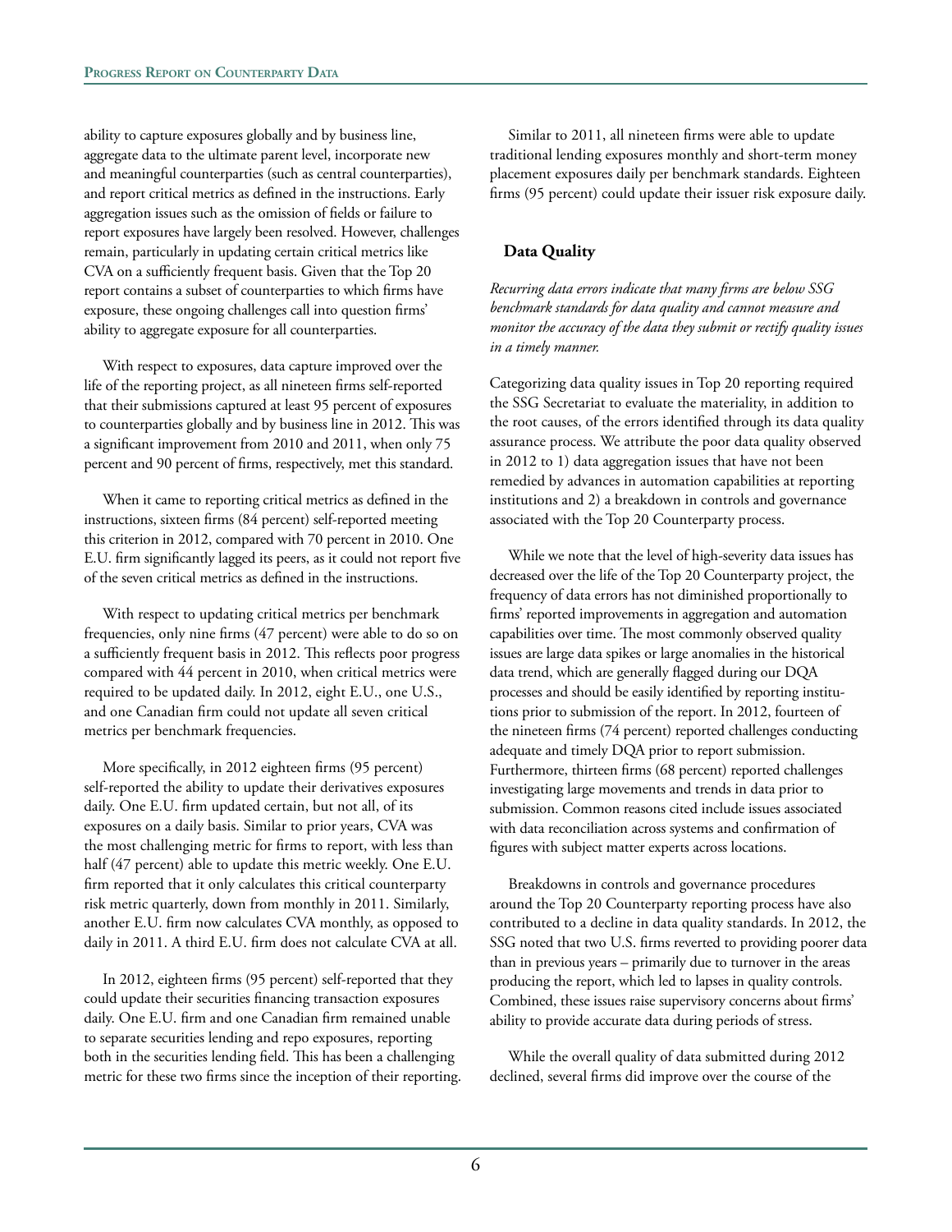ability to capture exposures globally and by business line, aggregate data to the ultimate parent level, incorporate new and meaningful counterparties (such as central counterparties), and report critical metrics as defined in the instructions. Early aggregation issues such as the omission of fields or failure to report exposures have largely been resolved. However, challenges remain, particularly in updating certain critical metrics like CVA on a sufficiently frequent basis. Given that the Top 20 report contains a subset of counterparties to which firms have exposure, these ongoing challenges call into question firms' ability to aggregate exposure for all counterparties.

With respect to exposures, data capture improved over the life of the reporting project, as all nineteen firms self-reported that their submissions captured at least 95 percent of exposures to counterparties globally and by business line in 2012. This was a significant improvement from 2010 and 2011, when only 75 percent and 90 percent of firms, respectively, met this standard.

When it came to reporting critical metrics as defined in the instructions, sixteen firms (84 percent) self-reported meeting this criterion in 2012, compared with 70 percent in 2010. One E.U. firm significantly lagged its peers, as it could not report five of the seven critical metrics as defined in the instructions.

With respect to updating critical metrics per benchmark frequencies, only nine firms (47 percent) were able to do so on a sufficiently frequent basis in 2012. This reflects poor progress compared with 44 percent in 2010, when critical metrics were required to be updated daily. In 2012, eight E.U., one U.S., and one Canadian firm could not update all seven critical metrics per benchmark frequencies.

More specifically, in 2012 eighteen firms (95 percent) self-reported the ability to update their derivatives exposures daily. One E.U. firm updated certain, but not all, of its exposures on a daily basis. Similar to prior years, CVA was the most challenging metric for firms to report, with less than half (47 percent) able to update this metric weekly. One E.U. firm reported that it only calculates this critical counterparty risk metric quarterly, down from monthly in 2011. Similarly, another E.U. firm now calculates CVA monthly, as opposed to daily in 2011. A third E.U. firm does not calculate CVA at all.

In 2012, eighteen firms (95 percent) self-reported that they could update their securities financing transaction exposures daily. One E.U. firm and one Canadian firm remained unable to separate securities lending and repo exposures, reporting both in the securities lending field. This has been a challenging metric for these two firms since the inception of their reporting.

Similar to 2011, all nineteen firms were able to update traditional lending exposures monthly and short-term money placement exposures daily per benchmark standards. Eighteen firms (95 percent) could update their issuer risk exposure daily.

## Data Quality

*Recurring data errors indicate that many firms are below SSG benchmark standards for data quality and cannot measure and monitor the accuracy of the data they submit or rectify quality issues in a timely manner.*

Categorizing data quality issues in Top 20 reporting required the SSG Secretariat to evaluate the materiality, in addition to the root causes, of the errors identified through its data quality assurance process. We attribute the poor data quality observed in 2012 to 1) data aggregation issues that have not been remedied by advances in automation capabilities at reporting institutions and 2) a breakdown in controls and governance associated with the Top 20 Counterparty process.

While we note that the level of high-severity data issues has decreased over the life of the Top 20 Counterparty project, the frequency of data errors has not diminished proportionally to firms' reported improvements in aggregation and automation capabilities over time. The most commonly observed quality issues are large data spikes or large anomalies in the historical data trend, which are generally flagged during our DQA processes and should be easily identified by reporting institutions prior to submission of the report. In 2012, fourteen of the nineteen firms (74 percent) reported challenges conducting adequate and timely DQA prior to report submission. Furthermore, thirteen firms (68 percent) reported challenges investigating large movements and trends in data prior to submission. Common reasons cited include issues associated with data reconciliation across systems and confirmation of figures with subject matter experts across locations.

Breakdowns in controls and governance procedures around the Top 20 Counterparty reporting process have also contributed to a decline in data quality standards. In 2012, the SSG noted that two U.S. firms reverted to providing poorer data than in previous years – primarily due to turnover in the areas producing the report, which led to lapses in quality controls. Combined, these issues raise supervisory concerns about firms' ability to provide accurate data during periods of stress.

While the overall quality of data submitted during 2012 declined, several firms did improve over the course of the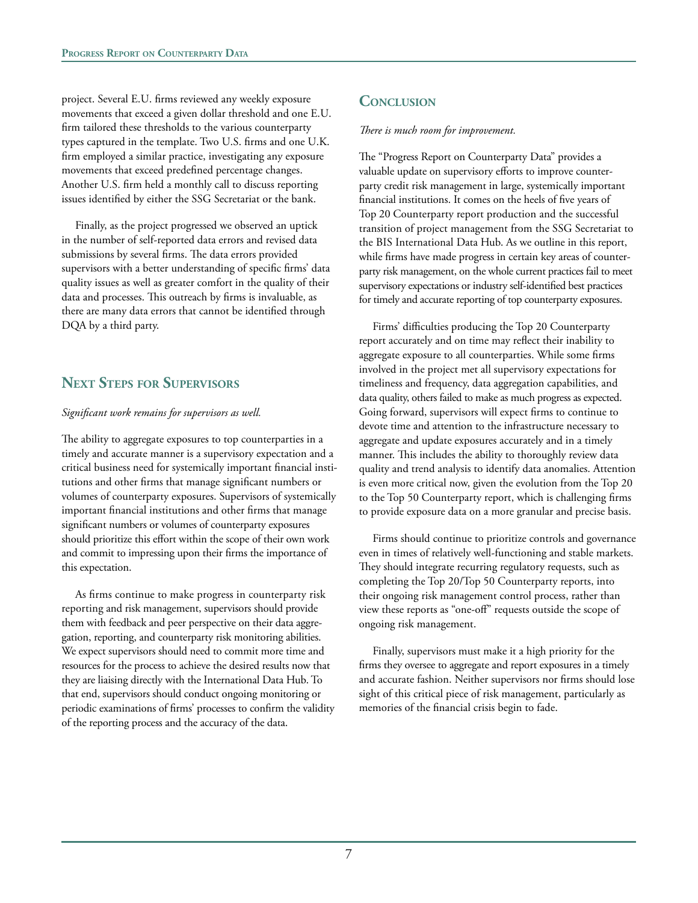project. Several E.U. firms reviewed any weekly exposure movements that exceed a given dollar threshold and one E.U. firm tailored these thresholds to the various counterparty types captured in the template. Two U.S. firms and one U.K. firm employed a similar practice, investigating any exposure movements that exceed predefined percentage changes. Another U.S. firm held a monthly call to discuss reporting issues identified by either the SSG Secretariat or the bank.

Finally, as the project progressed we observed an uptick in the number of self-reported data errors and revised data submissions by several firms. The data errors provided supervisors with a better understanding of specific firms' data quality issues as well as greater comfort in the quality of their data and processes. This outreach by firms is invaluable, as there are many data errors that cannot be identified through DQA by a third party.

## Next Steps for Supervisors

*Significant work remains for supervisors as well.*

The ability to aggregate exposures to top counterparties in a timely and accurate manner is a supervisory expectation and a critical business need for systemically important financial institutions and other firms that manage significant numbers or volumes of counterparty exposures. Supervisors of systemically important financial institutions and other firms that manage significant numbers or volumes of counterparty exposures should prioritize this effort within the scope of their own work and commit to impressing upon their firms the importance of this expectation.

As firms continue to make progress in counterparty risk reporting and risk management, supervisors should provide them with feedback and peer perspective on their data aggregation, reporting, and counterparty risk monitoring abilities. We expect supervisors should need to commit more time and resources for the process to achieve the desired results now that they are liaising directly with the International Data Hub. To that end, supervisors should conduct ongoing monitoring or periodic examinations of firms' processes to confirm the validity of the reporting process and the accuracy of the data.

## Conclusion

*There is much room for improvement.*

The "Progress Report on Counterparty Data" provides a valuable update on supervisory efforts to improve counterparty credit risk management in large, systemically important financial institutions. It comes on the heels of five years of Top 20 Counterparty report production and the successful transition of project management from the SSG Secretariat to the BIS International Data Hub. As we outline in this report, while firms have made progress in certain key areas of counterparty risk management, on the whole current practices fail to meet supervisory expectations or industry self-identified best practices for timely and accurate reporting of top counterparty exposures.

Firms' difficulties producing the Top 20 Counterparty report accurately and on time may reflect their inability to aggregate exposure to all counterparties. While some firms involved in the project met all supervisory expectations for timeliness and frequency, data aggregation capabilities, and data quality, others failed to make as much progress as expected. Going forward, supervisors will expect firms to continue to devote time and attention to the infrastructure necessary to aggregate and update exposures accurately and in a timely manner. This includes the ability to thoroughly review data quality and trend analysis to identify data anomalies. Attention is even more critical now, given the evolution from the Top 20 to the Top 50 Counterparty report, which is challenging firms to provide exposure data on a more granular and precise basis.

Firms should continue to prioritize controls and governance even in times of relatively well-functioning and stable markets. They should integrate recurring regulatory requests, such as completing the Top 20/Top 50 Counterparty reports, into their ongoing risk management control process, rather than view these reports as "one-off" requests outside the scope of ongoing risk management.

Finally, supervisors must make it a high priority for the firms they oversee to aggregate and report exposures in a timely and accurate fashion. Neither supervisors nor firms should lose sight of this critical piece of risk management, particularly as memories of the financial crisis begin to fade.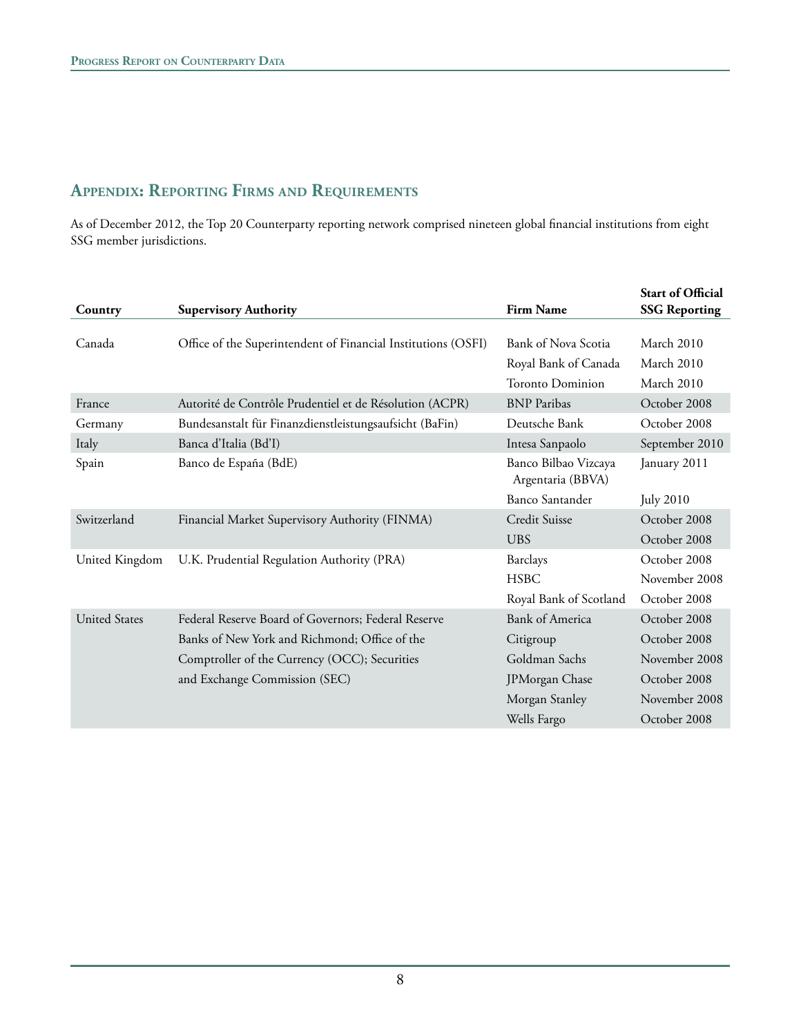## Appendix: Reporting Firms and Requirements

As of December 2012, the Top 20 Counterparty reporting network comprised nineteen global financial institutions from eight SSG member jurisdictions.

| Country | Supervisory Authority | Firm Name | Start of Official SSG Reporting |
|---|---|---|---|
| Canada | Office of the Superintendent of Financial Institutions (OSFI) | Bank of Nova Scotia | March 2010 |
| | | Royal Bank of Canada | March 2010 |
| | | Toronto Dominion | March 2010 |
| France | Autorité de Contrôle Prudentiel et de Résolution (ACPR) | BNP Paribas | October 2008 |
| Germany | Bundesanstalt für Finanzdienstleistungsaufsicht (BaFin) | Deutsche Bank | October 2008 |
| Italy | Banca d'Italia (Bd'I) | Intesa Sanpaolo | September 2010 |
| Spain | Banco de España (BdE) | Banco Bilbao Vizcaya Argentaria (BBVA) | January 2011 |
| | | Banco Santander | July 2010 |
| Switzerland | Financial Market Supervisory Authority (FINMA) | Credit Suisse | October 2008 |
| | | UBS | October 2008 |
| United Kingdom | U.K. Prudential Regulation Authority (PRA) | Barclays | October 2008 |
| | | HSBC | November 2008 |
| | | Royal Bank of Scotland | October 2008 |
| United States | Federal Reserve Board of Governors; Federal Reserve Banks of New York and Richmond; Office of the Comptroller of the Currency (OCC); Securities and Exchange Commission (SEC) | Bank of America | October 2008 |
| | | Citigroup | October 2008 |
| | | Goldman Sachs | November 2008 |
| | | JPMorgan Chase | October 2008 |
| | | Morgan Stanley | November 2008 |
| | | Wells Fargo | October 2008 |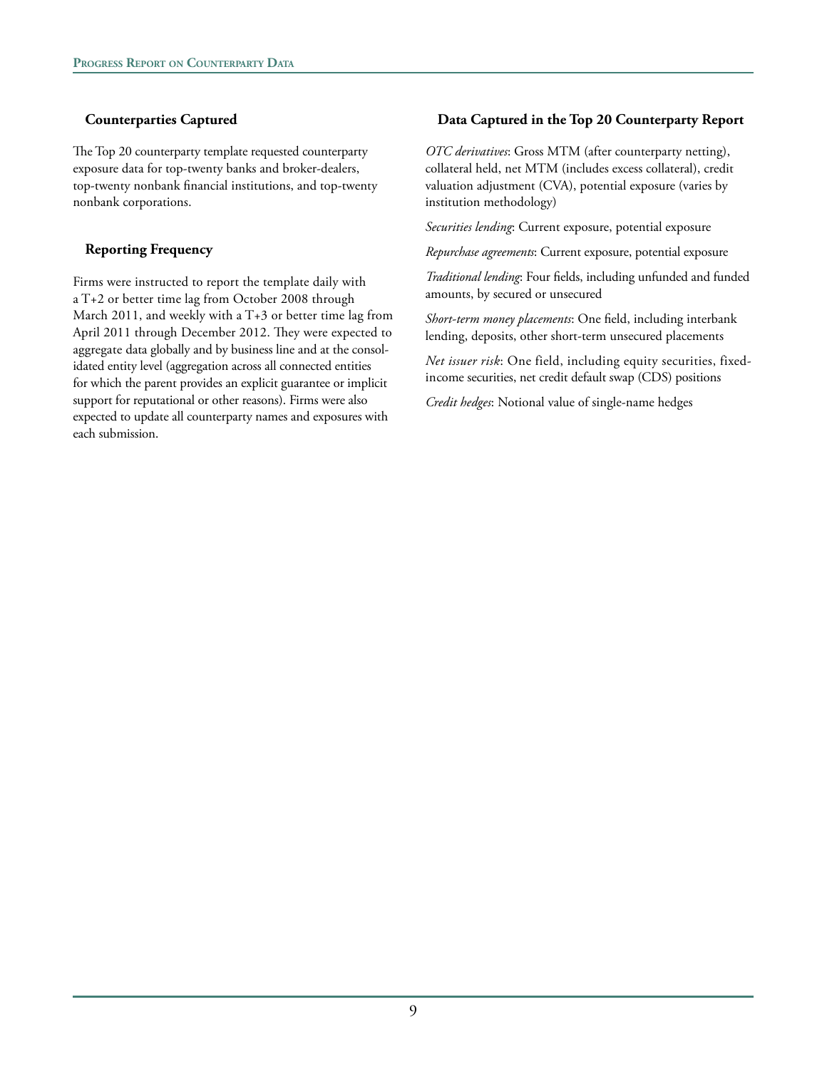### Counterparties Captured

The Top 20 counterparty template requested counterparty exposure data for top-twenty banks and broker-dealers, top-twenty nonbank financial institutions, and top-twenty nonbank corporations.

### Reporting Frequency

Firms were instructed to report the template daily with a T+2 or better time lag from October 2008 through March 2011, and weekly with a T+3 or better time lag from April 2011 through December 2012. They were expected to aggregate data globally and by business line and at the consolidated entity level (aggregation across all connected entities for which the parent provides an explicit guarantee or implicit support for reputational or other reasons). Firms were also expected to update all counterparty names and exposures with each submission.

### Data Captured in the Top 20 Counterparty Report

*OTC derivatives*: Gross MTM (after counterparty netting), collateral held, net MTM (includes excess collateral), credit valuation adjustment (CVA), potential exposure (varies by institution methodology)

*Securities lending*: Current exposure, potential exposure

*Repurchase agreements*: Current exposure, potential exposure

*Traditional lending*: Four fields, including unfunded and funded amounts, by secured or unsecured

*Short-term money placements*: One field, including interbank lending, deposits, other short-term unsecured placements

*Net issuer risk*: One field, including equity securities, fixed-income securities, net credit default swap (CDS) positions

*Credit hedges*: Notional value of single-name hedges